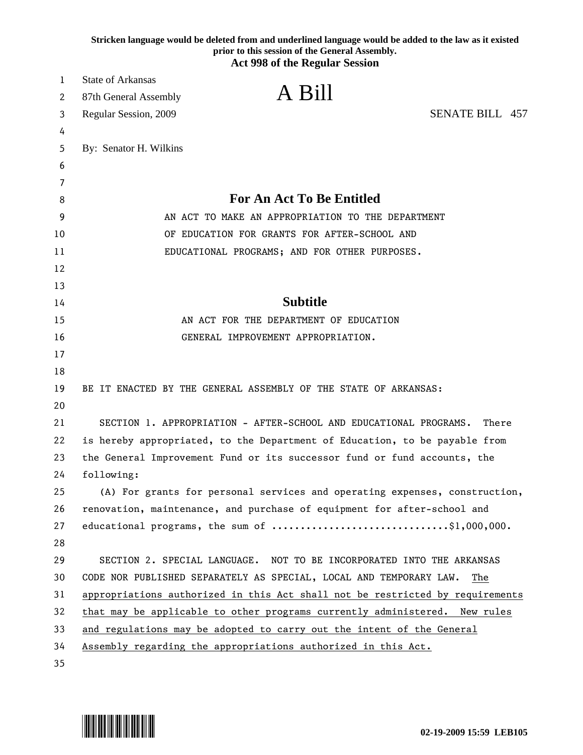**Stricken language would be deleted from and underlined language would be added to the law as it existed prior to this session of the General Assembly.**

**Act 998 of the Regular Session**

State of Arkansas
87th General Assembly
Regular Session, 2009

# A Bill

SENATE BILL 457

By: Senator H. Wilkins

## For An Act To Be Entitled

AN ACT TO MAKE AN APPROPRIATION TO THE DEPARTMENT OF EDUCATION FOR GRANTS FOR AFTER-SCHOOL AND EDUCATIONAL PROGRAMS; AND FOR OTHER PURPOSES.

## Subtitle

AN ACT FOR THE DEPARTMENT OF EDUCATION GENERAL IMPROVEMENT APPROPRIATION.

BE IT ENACTED BY THE GENERAL ASSEMBLY OF THE STATE OF ARKANSAS:

SECTION 1. APPROPRIATION - AFTER-SCHOOL AND EDUCATIONAL PROGRAMS. There is hereby appropriated, to the Department of Education, to be payable from the General Improvement Fund or its successor fund or fund accounts, the following:

(A) For grants for personal services and operating expenses, construction, renovation, maintenance, and purchase of equipment for after-school and educational programs, the sum of ..............................$1,000,000.

SECTION 2. SPECIAL LANGUAGE. NOT TO BE INCORPORATED INTO THE ARKANSAS CODE NOR PUBLISHED SEPARATELY AS SPECIAL, LOCAL AND TEMPORARY LAW. <u>The appropriations authorized in this Act shall not be restricted by requirements that may be applicable to other programs currently administered. New rules and regulations may be adopted to carry out the intent of the General Assembly regarding the appropriations authorized in this Act.</u>

02-19-2009 15:59 LEB105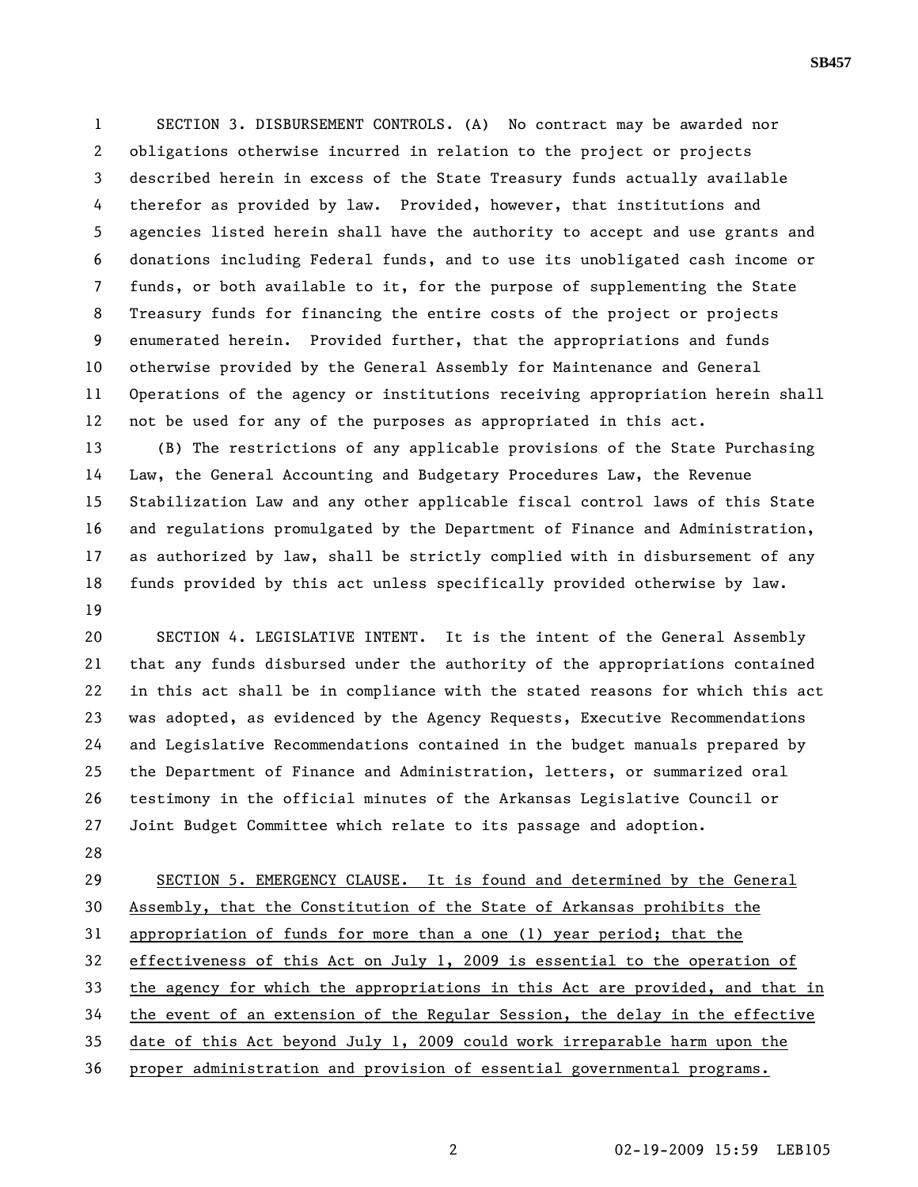SECTION 3. DISBURSEMENT CONTROLS. (A) No contract may be awarded nor obligations otherwise incurred in relation to the project or projects described herein in excess of the State Treasury funds actually available therefor as provided by law. Provided, however, that institutions and agencies listed herein shall have the authority to accept and use grants and donations including Federal funds, and to use its unobligated cash income or funds, or both available to it, for the purpose of supplementing the State Treasury funds for financing the entire costs of the project or projects enumerated herein. Provided further, that the appropriations and funds otherwise provided by the General Assembly for Maintenance and General Operations of the agency or institutions receiving appropriation herein shall not be used for any of the purposes as appropriated in this act.

(B) The restrictions of any applicable provisions of the State Purchasing Law, the General Accounting and Budgetary Procedures Law, the Revenue Stabilization Law and any other applicable fiscal control laws of this State and regulations promulgated by the Department of Finance and Administration, as authorized by law, shall be strictly complied with in disbursement of any funds provided by this act unless specifically provided otherwise by law.

SECTION 4. LEGISLATIVE INTENT. It is the intent of the General Assembly that any funds disbursed under the authority of the appropriations contained in this act shall be in compliance with the stated reasons for which this act was adopted, as evidenced by the Agency Requests, Executive Recommendations and Legislative Recommendations contained in the budget manuals prepared by the Department of Finance and Administration, letters, or summarized oral testimony in the official minutes of the Arkansas Legislative Council or Joint Budget Committee which relate to its passage and adoption.

SECTION 5. EMERGENCY CLAUSE. It is found and determined by the General Assembly, that the Constitution of the State of Arkansas prohibits the appropriation of funds for more than a one (1) year period; that the effectiveness of this Act on July 1, 2009 is essential to the operation of the agency for which the appropriations in this Act are provided, and that in the event of an extension of the Regular Session, the delay in the effective date of this Act beyond July 1, 2009 could work irreparable harm upon the proper administration and provision of essential governmental programs.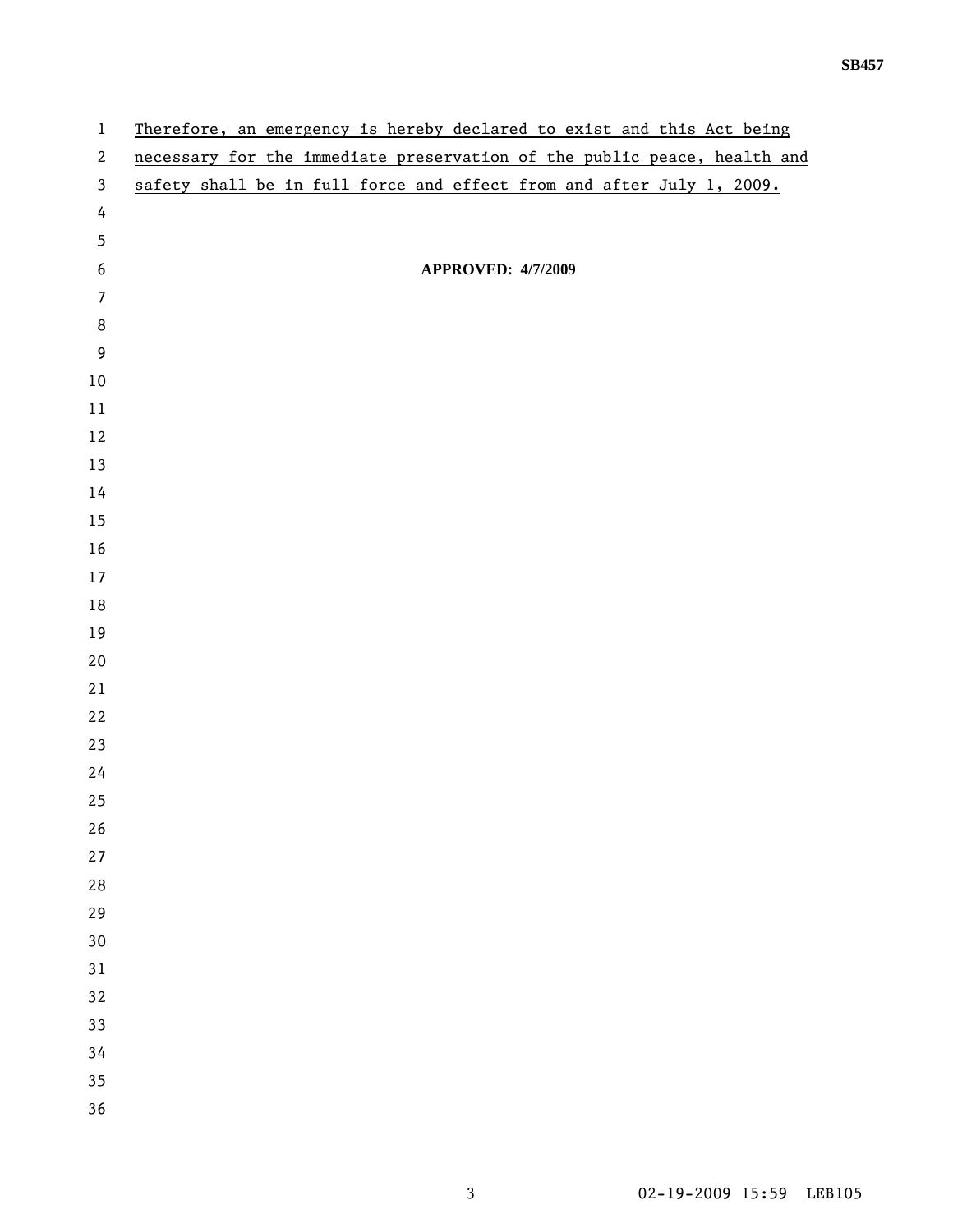Therefore, an emergency is hereby declared to exist and this Act being necessary for the immediate preservation of the public peace, health and safety shall be in full force and effect from and after July 1, 2009.

**APPROVED: 4/7/2009**